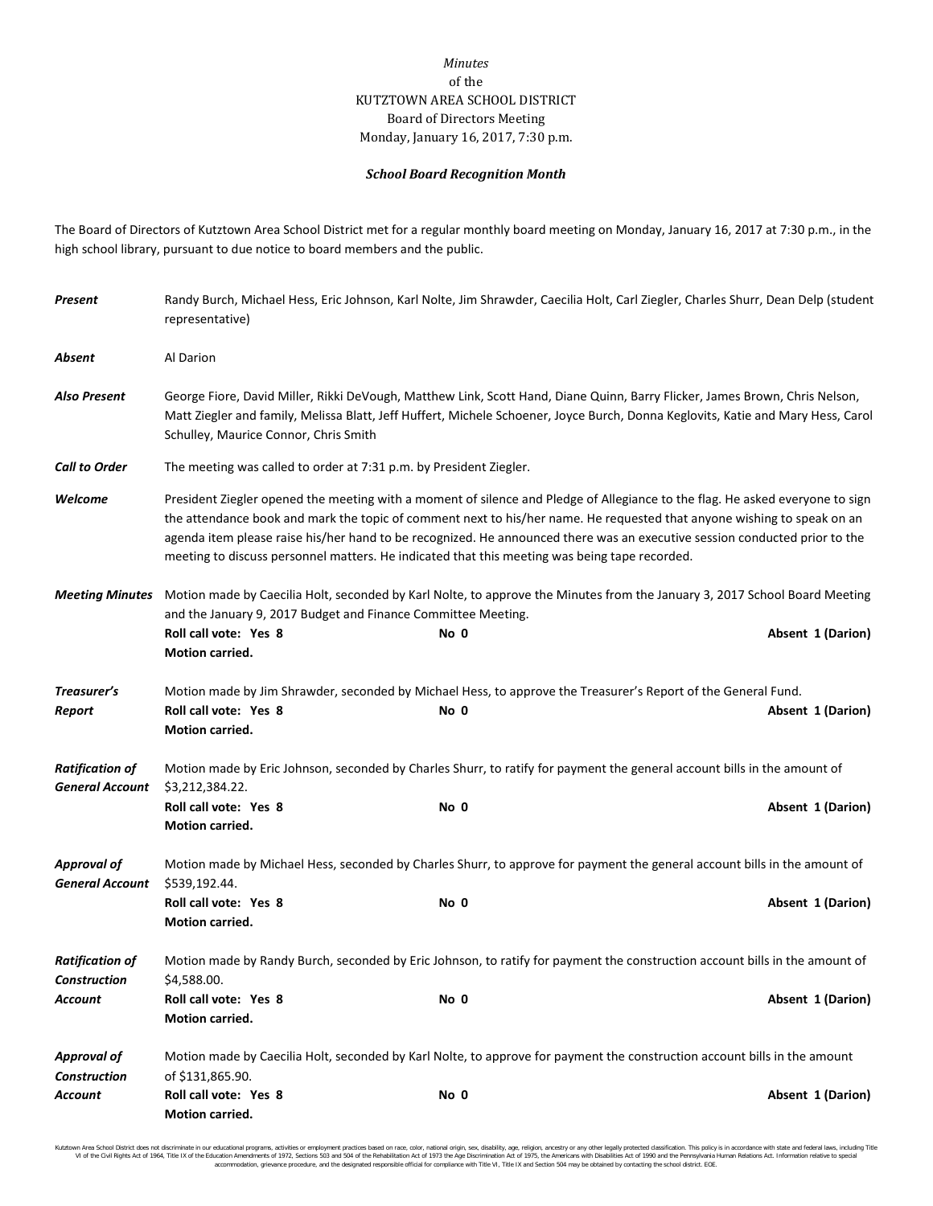*Minutes*
of the
KUTZTOWN AREA SCHOOL DISTRICT
Board of Directors Meeting
Monday, January 16, 2017, 7:30 p.m.

***School Board Recognition Month***

The Board of Directors of Kutztown Area School District met for a regular monthly board meeting on Monday, January 16, 2017 at 7:30 p.m., in the high school library, pursuant to due notice to board members and the public.

***Present*** Randy Burch, Michael Hess, Eric Johnson, Karl Nolte, Jim Shrawder, Caecilia Holt, Carl Ziegler, Charles Shurr, Dean Delp (student representative)

***Absent*** Al Darion

***Also Present*** George Fiore, David Miller, Rikki DeVough, Matthew Link, Scott Hand, Diane Quinn, Barry Flicker, James Brown, Chris Nelson, Matt Ziegler and family, Melissa Blatt, Jeff Huffert, Michele Schoener, Joyce Burch, Donna Keglovits, Katie and Mary Hess, Carol Schulley, Maurice Connor, Chris Smith

***Call to Order*** The meeting was called to order at 7:31 p.m. by President Ziegler.

***Welcome*** President Ziegler opened the meeting with a moment of silence and Pledge of Allegiance to the flag. He asked everyone to sign the attendance book and mark the topic of comment next to his/her name. He requested that anyone wishing to speak on an agenda item please raise his/her hand to be recognized. He announced there was an executive session conducted prior to the meeting to discuss personnel matters. He indicated that this meeting was being tape recorded.

***Meeting Minutes*** Motion made by Caecilia Holt, seconded by Karl Nolte, to approve the Minutes from the January 3, 2017 School Board Meeting and the January 9, 2017 Budget and Finance Committee Meeting.
**Roll call vote: Yes 8** **No 0** **Absent 1 (Darion)**
**Motion carried.**

***Treasurer's Report*** Motion made by Jim Shrawder, seconded by Michael Hess, to approve the Treasurer's Report of the General Fund.
**Roll call vote: Yes 8** **No 0** **Absent 1 (Darion)**
**Motion carried.**

***Ratification of General Account*** Motion made by Eric Johnson, seconded by Charles Shurr, to ratify for payment the general account bills in the amount of $3,212,384.22.
**Roll call vote: Yes 8** **No 0** **Absent 1 (Darion)**
**Motion carried.**

***Approval of General Account*** Motion made by Michael Hess, seconded by Charles Shurr, to approve for payment the general account bills in the amount of $539,192.44.
**Roll call vote: Yes 8** **No 0** **Absent 1 (Darion)**
**Motion carried.**

***Ratification of Construction Account*** Motion made by Randy Burch, seconded by Eric Johnson, to ratify for payment the construction account bills in the amount of $4,588.00.
**Roll call vote: Yes 8** **No 0** **Absent 1 (Darion)**
**Motion carried.**

***Approval of Construction Account*** Motion made by Caecilia Holt, seconded by Karl Nolte, to approve for payment the construction account bills in the amount of $131,865.90.
**Roll call vote: Yes 8** **No 0** **Absent 1 (Darion)**
**Motion carried.**

Kutztown Area School District does not discriminate in our educational programs, activities or employment practices based on race, color, national origin, sex, disability, age, religion, ancestry or any other legally protected classification. This policy is in accordance with state and federal laws, including Title VI of the Civil Rights Act of 1964, Title IX of the Education Amendments of 1972, Sections 503 and 504 of the Rehabilitation Act of 1973 the Age Discrimination Act of 1975, the Americans with Disabilities Act of 1990 and the Pennsylvania Human Relations Act. Information relative to special accommodation, grievance procedure, and the designated responsible official for compliance with Title VI, Title IX and Section 504 may be obtained by contacting the school district. EOE.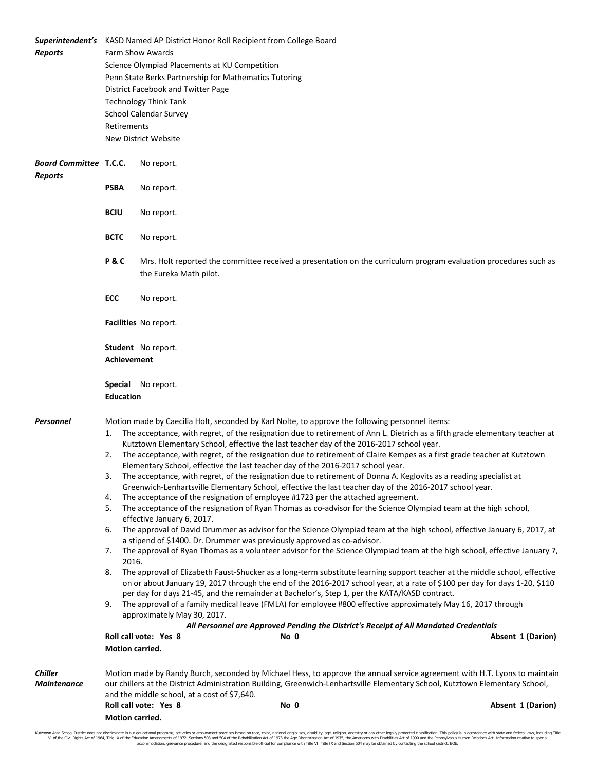***Superintendent's Reports***

KASD Named AP District Honor Roll Recipient from College Board
Farm Show Awards
Science Olympiad Placements at KU Competition
Penn State Berks Partnership for Mathematics Tutoring
District Facebook and Twitter Page
Technology Think Tank
School Calendar Survey
Retirements
New District Website

***Board Committee Reports***

**T.C.C.** No report.

**PSBA** No report.

**BCIU** No report.

**BCTC** No report.

**P & C** Mrs. Holt reported the committee received a presentation on the curriculum program evaluation procedures such as the Eureka Math pilot.

**ECC** No report.

**Facilities** No report.

**Student Achievement** No report.

**Special Education** No report.

***Personnel***

Motion made by Caecilia Holt, seconded by Karl Nolte, to approve the following personnel items:

1. The acceptance, with regret, of the resignation due to retirement of Ann L. Dietrich as a fifth grade elementary teacher at Kutztown Elementary School, effective the last teacher day of the 2016-2017 school year.
2. The acceptance, with regret, of the resignation due to retirement of Claire Kempes as a first grade teacher at Kutztown Elementary School, effective the last teacher day of the 2016-2017 school year.
3. The acceptance, with regret, of the resignation due to retirement of Donna A. Keglovits as a reading specialist at Greenwich-Lenhartsville Elementary School, effective the last teacher day of the 2016-2017 school year.
4. The acceptance of the resignation of employee #1723 per the attached agreement.
5. The acceptance of the resignation of Ryan Thomas as co-advisor for the Science Olympiad team at the high school, effective January 6, 2017.
6. The approval of David Drummer as advisor for the Science Olympiad team at the high school, effective January 6, 2017, at a stipend of $1400. Dr. Drummer was previously approved as co-advisor.
7. The approval of Ryan Thomas as a volunteer advisor for the Science Olympiad team at the high school, effective January 7, 2016.
8. The approval of Elizabeth Faust-Shucker as a long-term substitute learning support teacher at the middle school, effective on or about January 19, 2017 through the end of the 2016-2017 school year, at a rate of $100 per day for days 1-20, $110 per day for days 21-45, and the remainder at Bachelor's, Step 1, per the KATA/KASD contract.
9. The approval of a family medical leave (FMLA) for employee #800 effective approximately May 16, 2017 through approximately May 30, 2017.

***All Personnel are Approved Pending the District's Receipt of All Mandated Credentials***

**Roll call vote: Yes 8** **No 0** **Absent 1 (Darion)**

**Motion carried.**

***Chiller Maintenance***

Motion made by Randy Burch, seconded by Michael Hess, to approve the annual service agreement with H.T. Lyons to maintain our chillers at the District Administration Building, Greenwich-Lenhartsville Elementary School, Kutztown Elementary School, and the middle school, at a cost of $7,640.

**Roll call vote: Yes 8** **No 0** **Absent 1 (Darion)**

**Motion carried.**

Kutztown Area School District does not discriminate in our educational programs, activities or employment practices based on race, color, national origin, sex, disability, age, religion, ancestry or any other legally protected classification. This policy is in accordance with state and federal laws, including Title VI of the Civil Rights Act of 1964, Title IX of the Education Amendments of 1972, Sections 503 and 504 of the Rehabilitation Act of 1973 the Age Discrimination Act of 1975, the Americans with Disabilities Act of 1990 and the Pennsylvania Human Relations Act. Information relative to special accommodation, grievance procedure, and the designated responsible official for compliance with Title VI, Title IX and Section 504 may be obtained by contacting the school district. EOE.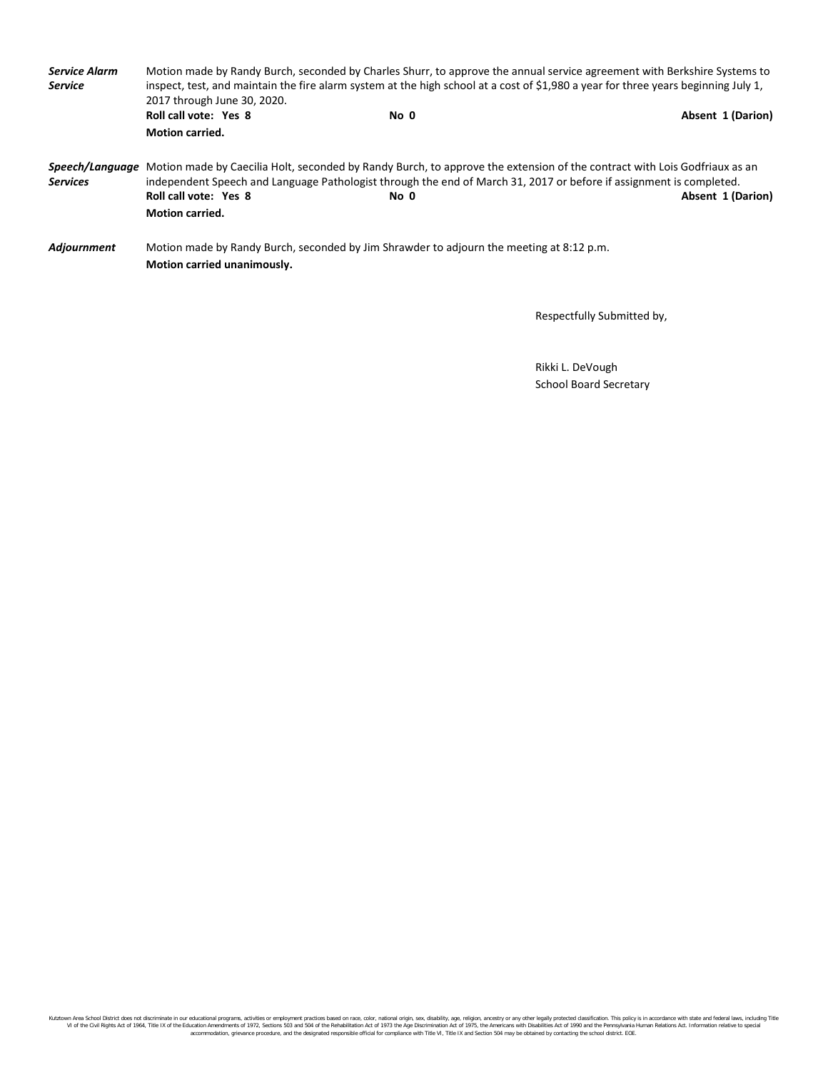***Service Alarm Service***

Motion made by Randy Burch, seconded by Charles Shurr, to approve the annual service agreement with Berkshire Systems to inspect, test, and maintain the fire alarm system at the high school at a cost of $1,980 a year for three years beginning July 1, 2017 through June 30, 2020.

**Roll call vote: Yes 8 No 0 Absent 1 (Darion)**

**Motion carried.**

***Speech/Language Services***

Motion made by Caecilia Holt, seconded by Randy Burch, to approve the extension of the contract with Lois Godfriaux as an independent Speech and Language Pathologist through the end of March 31, 2017 or before if assignment is completed.

**Roll call vote: Yes 8 No 0 Absent 1 (Darion)**

**Motion carried.**

***Adjournment***

Motion made by Randy Burch, seconded by Jim Shrawder to adjourn the meeting at 8:12 p.m.

**Motion carried unanimously.**

Respectfully Submitted by,

Rikki L. DeVough
School Board Secretary

Kutztown Area School District does not discriminate in our educational programs, activities or employment practices based on race, color, national origin, sex, disability, age, religion, ancestry or any other legally protected classification. This policy is in accordance with state and federal laws, including Title VI of the Civil Rights Act of 1964, Title IX of the Education Amendments of 1972, Sections 503 and 504 of the Rehabilitation Act of 1973 the Age Discrimination Act of 1975, the Americans with Disabilities Act of 1990 and the Pennsylvania Human Relations Act. Information relative to special accommodation, grievance procedure, and the designated responsible official for compliance with Title VI, Title IX and Section 504 may be obtained by contacting the school district. EOE.